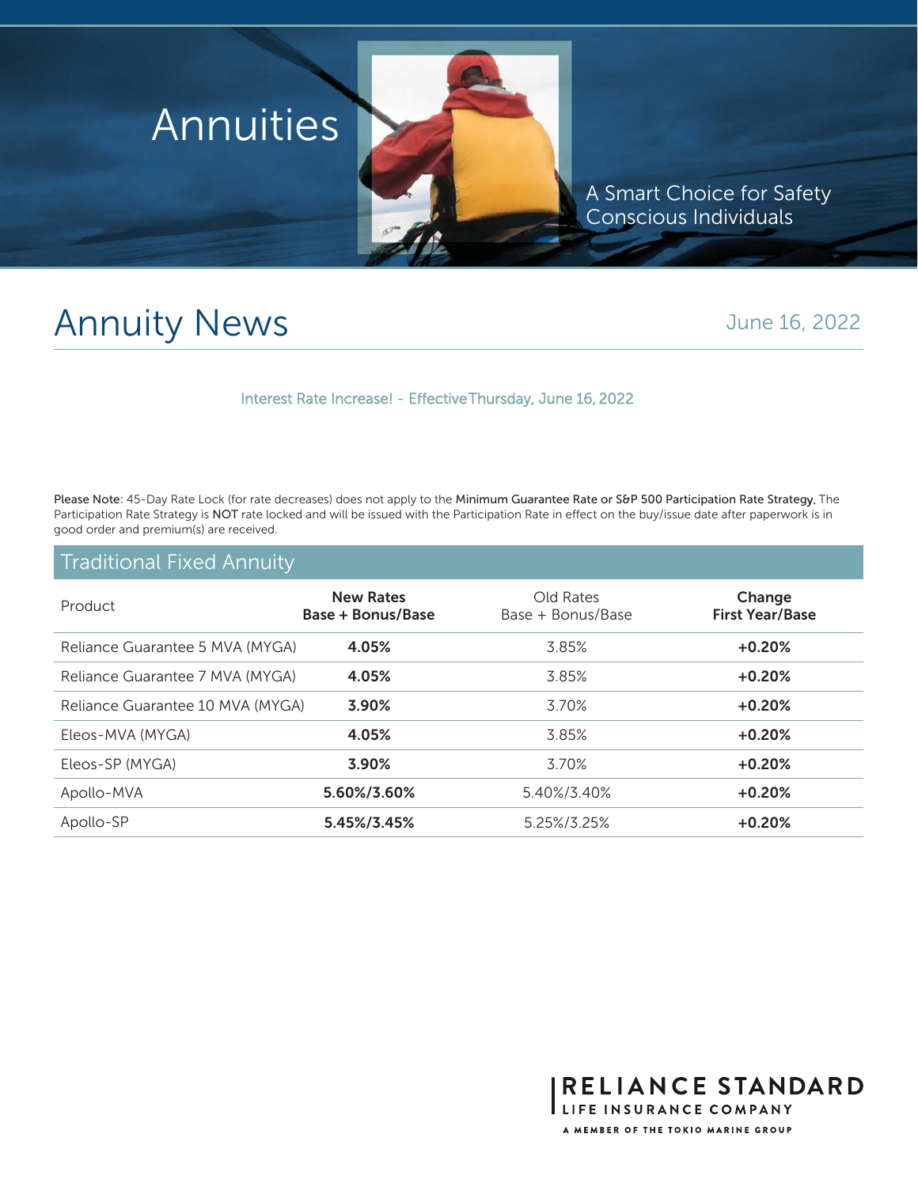# Annuities

A Smart Choice for Safety Conscious Individuals

## Annuity News

June 16, 2022

Interest Rate Increase! - Effective Thursday, June 16, 2022

Please Note: 45-Day Rate Lock (for rate decreases) does not apply to the **Minimum Guarantee Rate or S&P 500 Participation Rate Strategy.** The Participation Rate Strategy is **NOT** rate locked and will be issued with the Participation Rate in effect on the buy/issue date after paperwork is in good order and premium(s) are received.

### Traditional Fixed Annuity

| Product | **New Rates Base + Bonus/Base** | Old Rates Base + Bonus/Base | **Change First Year/Base** |
|---|---|---|---|
| Reliance Guarantee 5 MVA (MYGA) | **4.05%** | 3.85% | **+0.20%** |
| Reliance Guarantee 7 MVA (MYGA) | **4.05%** | 3.85% | **+0.20%** |
| Reliance Guarantee 10 MVA (MYGA) | **3.90%** | 3.70% | **+0.20%** |
| Eleos-MVA (MYGA) | **4.05%** | 3.85% | **+0.20%** |
| Eleos-SP (MYGA) | **3.90%** | 3.70% | **+0.20%** |
| Apollo-MVA | **5.60%/3.60%** | 5.40%/3.40% | **+0.20%** |
| Apollo-SP | **5.45%/3.45%** | 5.25%/3.25% | **+0.20%** |

RELIANCE STANDARD
LIFE INSURANCE COMPANY
A MEMBER OF THE TOKIO MARINE GROUP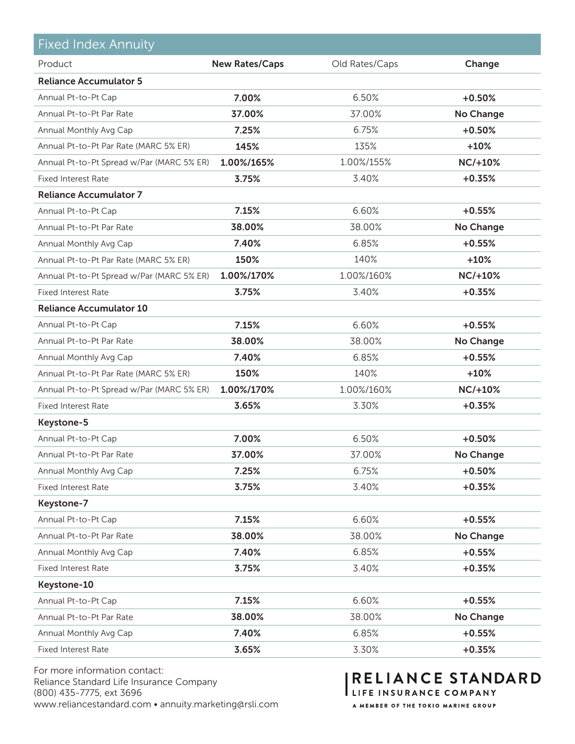## Fixed Index Annuity

| Product | New Rates/Caps | Old Rates/Caps | Change |
|---|---|---|---|
| **Reliance Accumulator 5** | | | |
| Annual Pt-to-Pt Cap | **7.00%** | 6.50% | **+0.50%** |
| Annual Pt-to-Pt Par Rate | **37.00%** | 37.00% | **No Change** |
| Annual Monthly Avg Cap | **7.25%** | 6.75% | **+0.50%** |
| Annual Pt-to-Pt Par Rate (MARC 5% ER) | **145%** | 135% | **+10%** |
| Annual Pt-to-Pt Spread w/Par (MARC 5% ER) | **1.00%/165%** | 1.00%/155% | **NC/+10%** |
| Fixed Interest Rate | **3.75%** | 3.40% | **+0.35%** |
| **Reliance Accumulator 7** | | | |
| Annual Pt-to-Pt Cap | **7.15%** | 6.60% | **+0.55%** |
| Annual Pt-to-Pt Par Rate | **38.00%** | 38.00% | **No Change** |
| Annual Monthly Avg Cap | **7.40%** | 6.85% | **+0.55%** |
| Annual Pt-to-Pt Par Rate (MARC 5% ER) | **150%** | 140% | **+10%** |
| Annual Pt-to-Pt Spread w/Par (MARC 5% ER) | **1.00%/170%** | 1.00%/160% | **NC/+10%** |
| Fixed Interest Rate | **3.75%** | 3.40% | **+0.35%** |
| **Reliance Accumulator 10** | | | |
| Annual Pt-to-Pt Cap | **7.15%** | 6.60% | **+0.55%** |
| Annual Pt-to-Pt Par Rate | **38.00%** | 38.00% | **No Change** |
| Annual Monthly Avg Cap | **7.40%** | 6.85% | **+0.55%** |
| Annual Pt-to-Pt Par Rate (MARC 5% ER) | **150%** | 140% | **+10%** |
| Annual Pt-to-Pt Spread w/Par (MARC 5% ER) | **1.00%/170%** | 1.00%/160% | **NC/+10%** |
| Fixed Interest Rate | **3.65%** | 3.30% | **+0.35%** |
| **Keystone-5** | | | |
| Annual Pt-to-Pt Cap | **7.00%** | 6.50% | **+0.50%** |
| Annual Pt-to-Pt Par Rate | **37.00%** | 37.00% | **No Change** |
| Annual Monthly Avg Cap | **7.25%** | 6.75% | **+0.50%** |
| Fixed Interest Rate | **3.75%** | 3.40% | **+0.35%** |
| **Keystone-7** | | | |
| Annual Pt-to-Pt Cap | **7.15%** | 6.60% | **+0.55%** |
| Annual Pt-to-Pt Par Rate | **38.00%** | 38.00% | **No Change** |
| Annual Monthly Avg Cap | **7.40%** | 6.85% | **+0.55%** |
| Fixed Interest Rate | **3.75%** | 3.40% | **+0.35%** |
| **Keystone-10** | | | |
| Annual Pt-to-Pt Cap | **7.15%** | 6.60% | **+0.55%** |
| Annual Pt-to-Pt Par Rate | **38.00%** | 38.00% | **No Change** |
| Annual Monthly Avg Cap | **7.40%** | 6.85% | **+0.55%** |
| Fixed Interest Rate | **3.65%** | 3.30% | **+0.35%** |

For more information contact:
Reliance Standard Life Insurance Company
(800) 435-7775, ext 3696
www.reliancestandard.com • annuity.marketing@rsli.com

RELIANCE STANDARD
LIFE INSURANCE COMPANY
A MEMBER OF THE TOKIO MARINE GROUP